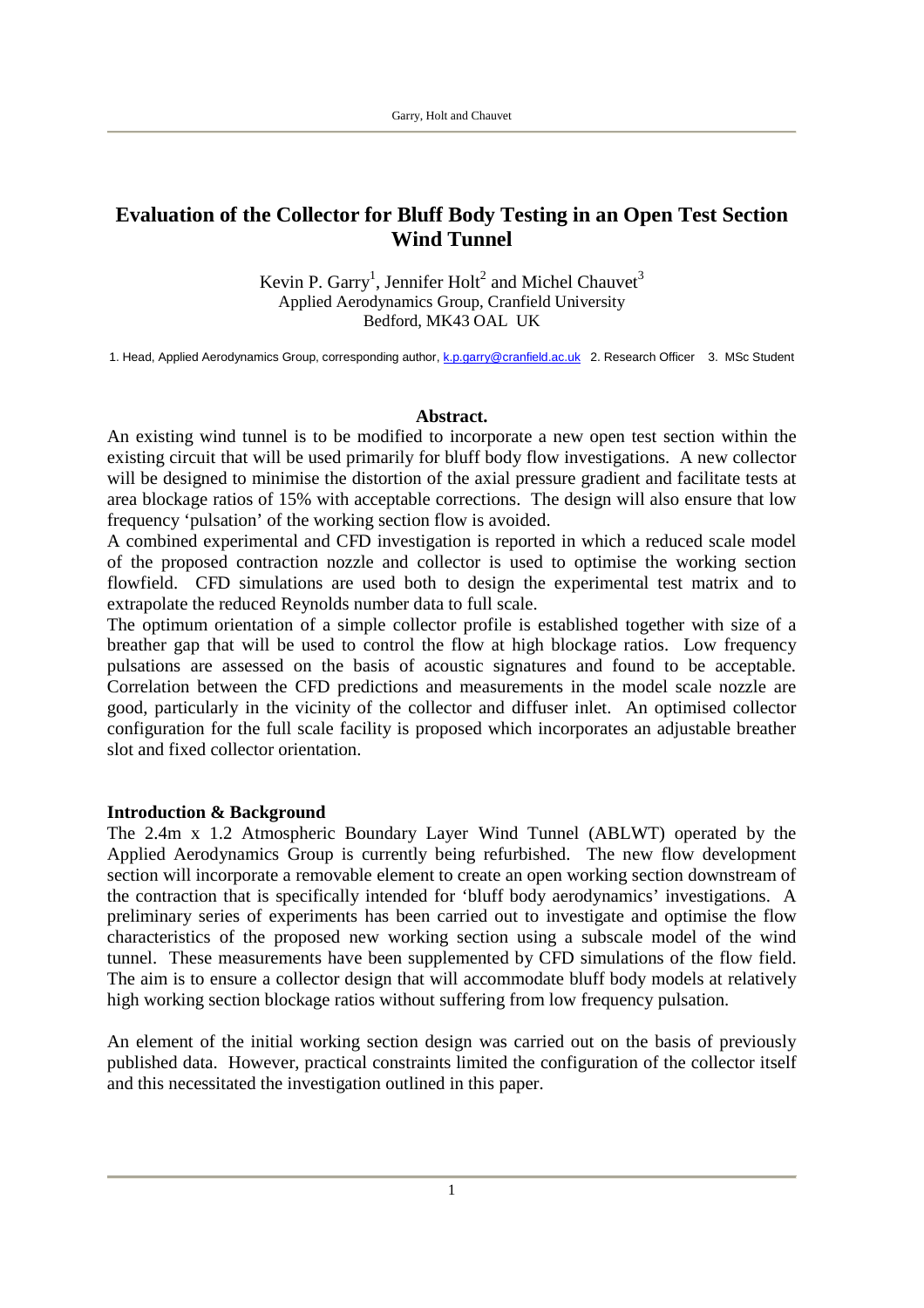# Evaluation of the Collector for Bluff Body Testing in an Open Test Section Wind Tunnel

Kevin P. Garry[1], Jennifer Holt[2] and Michel Chauvet[3]
Applied Aerodynamics Group, Cranfield University
Bedford, MK43 OAL UK

1. Head, Applied Aerodynamics Group, corresponding author, k.p.garry@cranfield.ac.uk 2. Research Officer 3. MSc Student

**Abstract.**

An existing wind tunnel is to be modified to incorporate a new open test section within the existing circuit that will be used primarily for bluff body flow investigations. A new collector will be designed to minimise the distortion of the axial pressure gradient and facilitate tests at area blockage ratios of 15% with acceptable corrections. The design will also ensure that low frequency 'pulsation' of the working section flow is avoided.

A combined experimental and CFD investigation is reported in which a reduced scale model of the proposed contraction nozzle and collector is used to optimise the working section flowfield. CFD simulations are used both to design the experimental test matrix and to extrapolate the reduced Reynolds number data to full scale.

The optimum orientation of a simple collector profile is established together with size of a breather gap that will be used to control the flow at high blockage ratios. Low frequency pulsations are assessed on the basis of acoustic signatures and found to be acceptable. Correlation between the CFD predictions and measurements in the model scale nozzle are good, particularly in the vicinity of the collector and diffuser inlet. An optimised collector configuration for the full scale facility is proposed which incorporates an adjustable breather slot and fixed collector orientation.

**Introduction & Background**

The 2.4m x 1.2 Atmospheric Boundary Layer Wind Tunnel (ABLWT) operated by the Applied Aerodynamics Group is currently being refurbished. The new flow development section will incorporate a removable element to create an open working section downstream of the contraction that is specifically intended for 'bluff body aerodynamics' investigations. A preliminary series of experiments has been carried out to investigate and optimise the flow characteristics of the proposed new working section using a subscale model of the wind tunnel. These measurements have been supplemented by CFD simulations of the flow field. The aim is to ensure a collector design that will accommodate bluff body models at relatively high working section blockage ratios without suffering from low frequency pulsation.

An element of the initial working section design was carried out on the basis of previously published data. However, practical constraints limited the configuration of the collector itself and this necessitated the investigation outlined in this paper.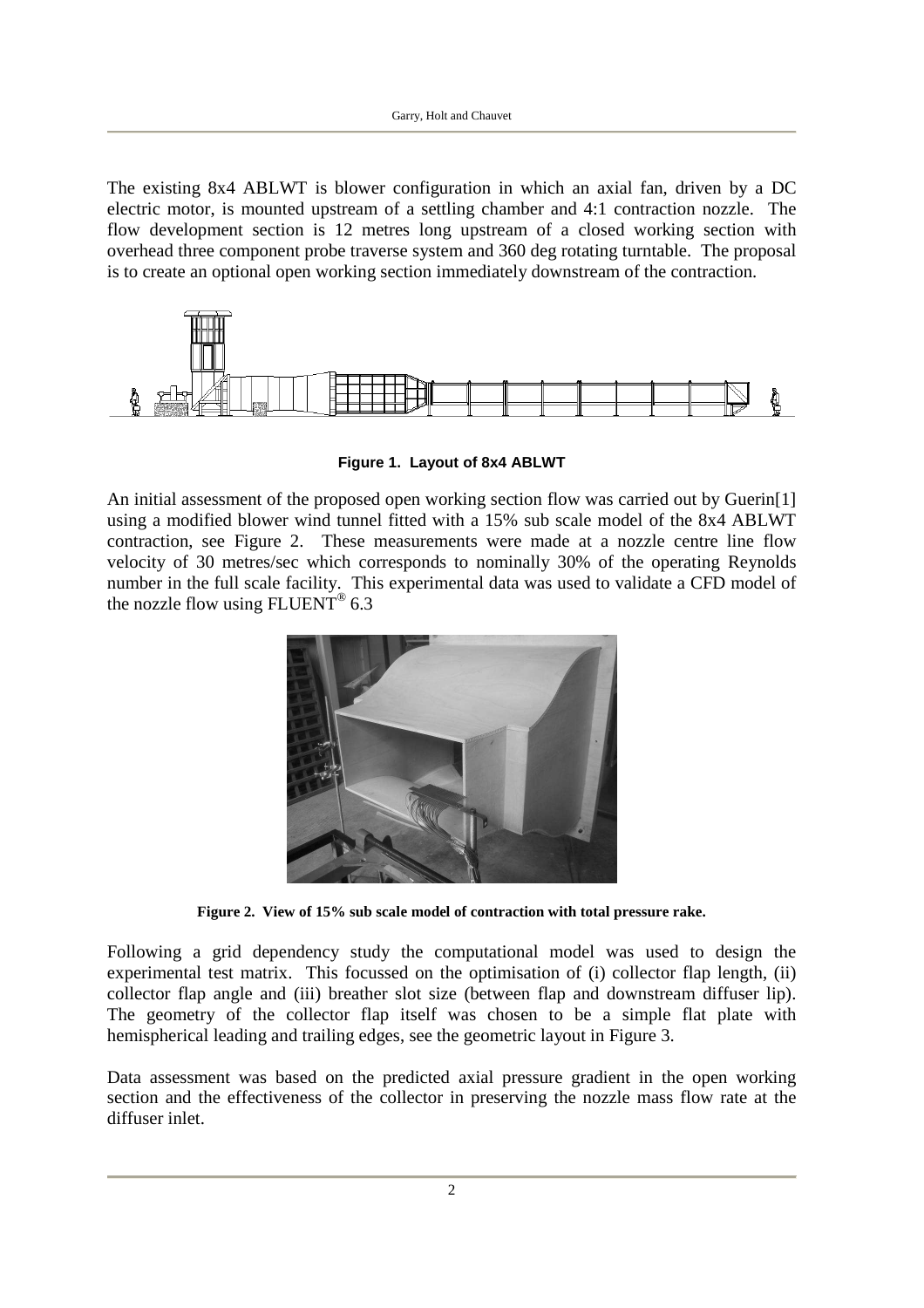The existing 8x4 ABLWT is blower configuration in which an axial fan, driven by a DC electric motor, is mounted upstream of a settling chamber and 4:1 contraction nozzle. The flow development section is 12 metres long upstream of a closed working section with overhead three component probe traverse system and 360 deg rotating turntable. The proposal is to create an optional open working section immediately downstream of the contraction.

**Figure 1. Layout of 8x4 ABLWT**

An initial assessment of the proposed open working section flow was carried out by Guerin[1] using a modified blower wind tunnel fitted with a 15% sub scale model of the 8x4 ABLWT contraction, see Figure 2. These measurements were made at a nozzle centre line flow velocity of 30 metres/sec which corresponds to nominally 30% of the operating Reynolds number in the full scale facility. This experimental data was used to validate a CFD model of the nozzle flow using FLUENT® 6.3

**Figure 2. View of 15% sub scale model of contraction with total pressure rake.**

Following a grid dependency study the computational model was used to design the experimental test matrix. This focussed on the optimisation of (i) collector flap length, (ii) collector flap angle and (iii) breather slot size (between flap and downstream diffuser lip). The geometry of the collector flap itself was chosen to be a simple flat plate with hemispherical leading and trailing edges, see the geometric layout in Figure 3.

Data assessment was based on the predicted axial pressure gradient in the open working section and the effectiveness of the collector in preserving the nozzle mass flow rate at the diffuser inlet.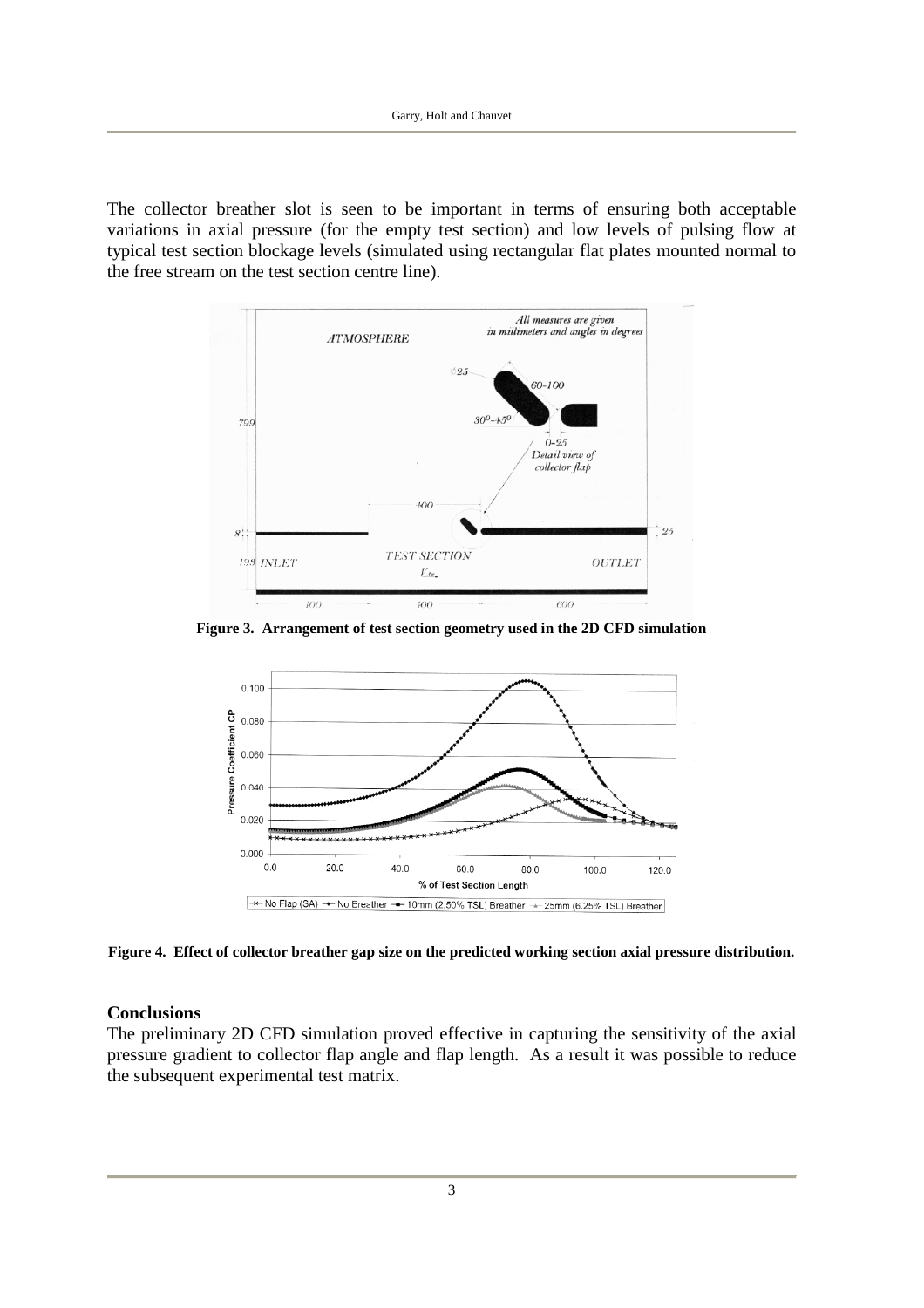The collector breather slot is seen to be important in terms of ensuring both acceptable variations in axial pressure (for the empty test section) and low levels of pulsing flow at typical test section blockage levels (simulated using rectangular flat plates mounted normal to the free stream on the test section centre line).

**Figure 3. Arrangement of test section geometry used in the 2D CFD simulation**

**Figure 4. Effect of collector breather gap size on the predicted working section axial pressure distribution.**

### Conclusions

The preliminary 2D CFD simulation proved effective in capturing the sensitivity of the axial pressure gradient to collector flap angle and flap length. As a result it was possible to reduce the subsequent experimental test matrix.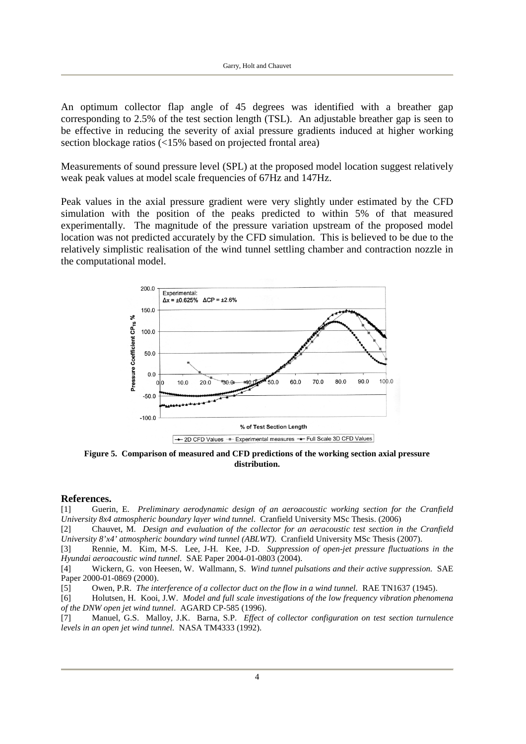An optimum collector flap angle of 45 degrees was identified with a breather gap corresponding to 2.5% of the test section length (TSL). An adjustable breather gap is seen to be effective in reducing the severity of axial pressure gradients induced at higher working section blockage ratios (<15% based on projected frontal area)

Measurements of sound pressure level (SPL) at the proposed model location suggest relatively weak peak values at model scale frequencies of 67Hz and 147Hz.

Peak values in the axial pressure gradient were very slightly under estimated by the CFD simulation with the position of the peaks predicted to within 5% of that measured experimentally. The magnitude of the pressure variation upstream of the proposed model location was not predicted accurately by the CFD simulation. This is believed to be due to the relatively simplistic realisation of the wind tunnel settling chamber and contraction nozzle in the computational model.

Experimental:
$\Delta x = \pm 0.625\%$ $\Delta CP = \pm 2.6\%$

Pressure Coefficient $CP_{TS}$ %

% of Test Section Length

2D CFD Values — Experimental measures — Full Scale 3D CFD Values

**Figure 5. Comparison of measured and CFD predictions of the working section axial pressure distribution.**

## References.

[1] Guerin, E. *Preliminary aerodynamic design of an aeroacoustic working section for the Cranfield University 8x4 atmospheric boundary layer wind tunnel*. Cranfield University MSc Thesis. (2006)

[2] Chauvet, M. *Design and evaluation of the collector for an aeracoustic test section in the Cranfield University 8'x4' atmospheric boundary wind tunnel (ABLWT)*. Cranfield University MSc Thesis (2007).

[3] Rennie, M. Kim, M-S. Lee, J-H. Kee, J-D. *Suppression of open-jet pressure fluctuations in the Hyundai aeroacoustic wind tunnel*. SAE Paper 2004-01-0803 (2004).

[4] Wickern, G. von Heesen, W. Wallmann, S. *Wind tunnel pulsations and their active suppression.* SAE Paper 2000-01-0869 (2000).

[5] Owen, P.R. *The interference of a collector duct on the flow in a wind tunnel.* RAE TN1637 (1945).

[6] Holutsen, H. Kooi, J.W. *Model and full scale investigations of the low frequency vibration phenomena of the DNW open jet wind tunnel*. AGARD CP-585 (1996).

[7] Manuel, G.S. Malloy, J.K. Barna, S.P. *Effect of collector configuration on test section turnulence levels in an open jet wind tunnel*. NASA TM4333 (1992).